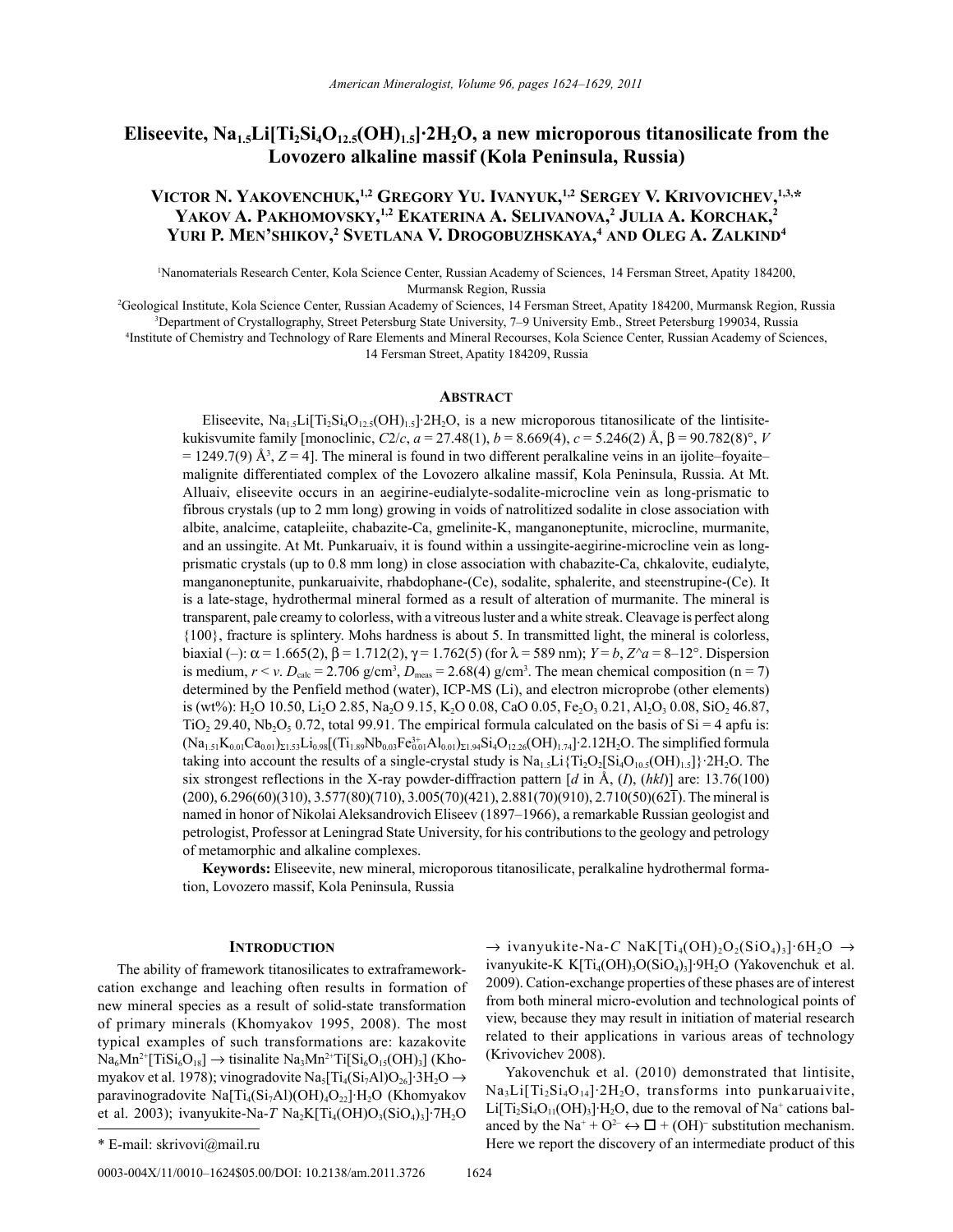# Eliseevite, $Na_{1.5}Li[Ti_2Si_4O_{12.5}(OH)_{1.5}]\cdot 2H_2O$, a new microporous titanosilicate from the Lovozero alkaline massif (Kola Peninsula, Russia)

**Victor N. Yakovenchuk,[1,2] Gregory Yu. Ivanyuk,[1,2] Sergey V. Krivovichev,[1,3,*] Yakov A. Pakhomovsky,[1,2] Ekaterina A. Selivanova,[2] Julia A. Korchak,[2] Yuri P. Men'shikov,[2] Svetlana V. Drogobuzhskaya,[4] and Oleg A. Zalkind[4]**

[1]Nanomaterials Research Center, Kola Science Center, Russian Academy of Sciences, 14 Fersman Street, Apatity 184200, Murmansk Region, Russia

[2]Geological Institute, Kola Science Center, Russian Academy of Sciences, 14 Fersman Street, Apatity 184200, Murmansk Region, Russia

[3]Department of Crystallography, Street Petersburg State University, 7–9 University Emb., Street Petersburg 199034, Russia

[4]Institute of Chemistry and Technology of Rare Elements and Mineral Recourses, Kola Science Center, Russian Academy of Sciences, 14 Fersman Street, Apatity 184209, Russia

## Abstract

Eliseevite, $Na_{1.5}Li[Ti_2Si_4O_{12.5}(OH)_{1.5}]\cdot 2H_2O$, is a new microporous titanosilicate of the lintisite-kukisvumite family [monoclinic, $C2/c$, $a$ = 27.48(1), $b$ = 8.669(4), $c$ = 5.246(2) Å, $\beta$ = 90.782(8)°, $V$ = 1249.7(9) Å$^3$, $Z$ = 4]. The mineral is found in two different peralkaline veins in an ijolite–foyaite–malignite differentiated complex of the Lovozero alkaline massif, Kola Peninsula, Russia. At Mt. Alluaiv, eliseevite occurs in an aegirine-eudialyte-sodalite-microcline vein as long-prismatic to fibrous crystals (up to 2 mm long) growing in voids of natrolitized sodalite in close association with albite, analcime, catapleiite, chabazite-Ca, gmelinite-K, manganoneptunite, microcline, murmanite, and an ussingite. At Mt. Punkaruaiv, it is found within a ussingite-aegirine-microcline vein as long-prismatic crystals (up to 0.8 mm long) in close association with chabazite-Ca, chkalovite, eudialyte, manganoneptunite, punkaruaivite, rhabdophane-(Ce), sodalite, sphalerite, and steenstrupine-(Ce). It is a late-stage, hydrothermal mineral formed as a result of alteration of murmanite. The mineral is transparent, pale creamy to colorless, with a vitreous luster and a white streak. Cleavage is perfect along {100}, fracture is splintery. Mohs hardness is about 5. In transmitted light, the mineral is colorless, biaxial (–): $\alpha$ = 1.665(2), $\beta$ = 1.712(2), $\gamma$ = 1.762(5) (for $\lambda$ = 589 nm); $Y = b$, $Z$^$a$ = 8–12°. Dispersion is medium, $r < v$. $D_{calc}$ = 2.706 g/cm$^3$, $D_{meas}$ = 2.68(4) g/cm$^3$. The mean chemical composition (n = 7) determined by the Penfield method (water), ICP-MS (Li), and electron microprobe (other elements) is (wt%): $H_2O$ 10.50, $Li_2O$ 2.85, $Na_2O$ 9.15, $K_2O$ 0.08, CaO 0.05, $Fe_2O_3$ 0.21, $Al_2O_3$ 0.08, $SiO_2$ 46.87, $TiO_2$ 29.40, $Nb_2O_5$ 0.72, total 99.91. The empirical formula calculated on the basis of Si = 4 apfu is: $(Na_{1.51}K_{0.01}Ca_{0.01})_{\Sigma 1.53}Li_{0.98}[(Ti_{1.89}Nb_{0.03}Fe^{3+}_{0.01}Al_{0.01})_{\Sigma 1.94}Si_4O_{12.26}(OH)_{1.74}]\cdot 2.12H_2O$. The simplified formula taking into account the results of a single-crystal study is $Na_{1.5}Li\{Ti_2O_2[Si_4O_{10.5}(OH)_{1.5}]\}\cdot 2H_2O$. The six strongest reflections in the X-ray powder-diffraction pattern [$d$ in Å, ($I$), ($hkl$)] are: 13.76(100) (200), 6.296(60)(310), 3.577(80)(710), 3.005(70)(421), 2.881(70)(910), 2.710(50)(62$\bar{1}$). The mineral is named in honor of Nikolai Aleksandrovich Eliseev (1897–1966), a remarkable Russian geologist and petrologist, Professor at Leningrad State University, for his contributions to the geology and petrology of metamorphic and alkaline complexes.

**Keywords:** Eliseevite, new mineral, microporous titanosilicate, peralkaline hydrothermal formation, Lovozero massif, Kola Peninsula, Russia

## Introduction

The ability of framework titanosilicates to extraframework-cation exchange and leaching often results in formation of new mineral species as a result of solid-state transformation of primary minerals (Khomyakov 1995, 2008). The most typical examples of such transformations are: kazakovite $Na_6Mn^{2+}[TiSi_6O_{18}]$ → tisinalite $Na_3Mn^{2+}Ti[Si_6O_{15}(OH)_3]$ (Khomyakov et al. 1978); vinogradovite $Na_5[Ti_4(Si_7Al)O_{26}]\cdot 3H_2O$ → paravinogradovite $Na[Ti_4(Si_7Al)(OH)_4O_{22}]\cdot H_2O$ (Khomyakov et al. 2003); ivanyukite-Na-$T$ $Na_2K[Ti_4(OH)O_3(SiO_4)_3]\cdot 7H_2O$ → ivanyukite-Na-$C$ $NaK[Ti_4(OH)_2O_2(SiO_4)_3]\cdot 6H_2O$ → ivanyukite-K $K[Ti_4(OH)_3O(SiO_4)_3]\cdot 9H_2O$ (Yakovenchuk et al. 2009). Cation-exchange properties of these phases are of interest from both mineral micro-evolution and technological points of view, because they may result in initiation of material research related to their applications in various areas of technology (Krivovichev 2008).

Yakovenchuk et al. (2010) demonstrated that lintisite, $Na_3Li[Ti_2Si_4O_{14}]\cdot 2H_2O$, transforms into punkaruaivite, $Li[Ti_2Si_4O_{11}(OH)_3]\cdot H_2O$, due to the removal of $Na^+$ cations balanced by the $Na^+ + O^{2-} \leftrightarrow \square + (OH)^-$ substitution mechanism. Here we report the discovery of an intermediate product of this

\* E-mail: skrivovi@mail.ru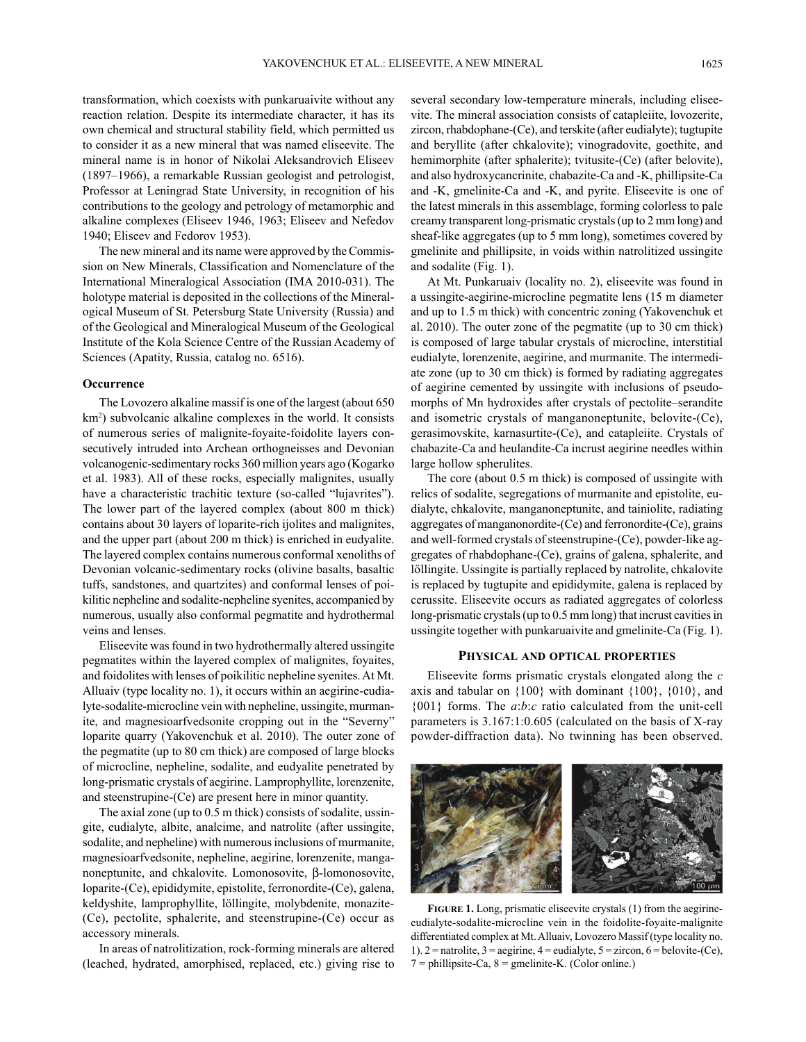transformation, which coexists with punkaruaivite without any reaction relation. Despite its intermediate character, it has its own chemical and structural stability field, which permitted us to consider it as a new mineral that was named eliseevite. The mineral name is in honor of Nikolai Aleksandrovich Eliseev (1897–1966), a remarkable Russian geologist and petrologist, Professor at Leningrad State University, in recognition of his contributions to the geology and petrology of metamorphic and alkaline complexes (Eliseev 1946, 1963; Eliseev and Nefedov 1940; Eliseev and Fedorov 1953).

The new mineral and its name were approved by the Commission on New Minerals, Classification and Nomenclature of the International Mineralogical Association (IMA 2010-031). The holotype material is deposited in the collections of the Mineralogical Museum of St. Petersburg State University (Russia) and of the Geological and Mineralogical Museum of the Geological Institute of the Kola Science Centre of the Russian Academy of Sciences (Apatity, Russia, catalog no. 6516).

## Occurrence

The Lovozero alkaline massif is one of the largest (about 650 $km^2$) subvolcanic alkaline complexes in the world. It consists of numerous series of malignite-foyaite-foidolite layers consecutively intruded into Archean orthogneisses and Devonian volcanogenic-sedimentary rocks 360 million years ago (Kogarko et al. 1983). All of these rocks, especially malignites, usually have a characteristic trachitic texture (so-called "lujavrites"). The lower part of the layered complex (about 800 m thick) contains about 30 layers of loparite-rich ijolites and malignites, and the upper part (about 200 m thick) is enriched in eudyalite. The layered complex contains numerous conformal xenoliths of Devonian volcanic-sedimentary rocks (olivine basalts, basaltic tuffs, sandstones, and quartzites) and conformal lenses of poikilitic nepheline and sodalite-nepheline syenites, accompanied by numerous, usually also conformal pegmatite and hydrothermal veins and lenses.

Eliseevite was found in two hydrothermally altered ussingite pegmatites within the layered complex of malignites, foyaites, and foidolites with lenses of poikilitic nepheline syenites. At Mt. Alluaiv (type locality no. 1), it occurs within an aegirine-eudialyte-sodalite-microcline vein with nepheline, ussingite, murmanite, and magnesioarfvedsonite cropping out in the "Severny" loparite quarry (Yakovenchuk et al. 2010). The outer zone of the pegmatite (up to 80 cm thick) are composed of large blocks of microcline, nepheline, sodalite, and eudyalite penetrated by long-prismatic crystals of aegirine. Lamprophyllite, lorenzenite, and steenstrupine-(Ce) are present here in minor quantity.

The axial zone (up to 0.5 m thick) consists of sodalite, ussingite, eudialyte, albite, analcime, and natrolite (after ussingite, sodalite, and nepheline) with numerous inclusions of murmanite, magnesioarfvedsonite, nepheline, aegirine, lorenzenite, manganoneptunite, and chkalovite. Lomonosovite, β-lomonosovite, loparite-(Ce), epididymite, epistolite, ferronordite-(Ce), galena, keldyshite, lamprophyllite, löllingite, molybdenite, monazite-(Ce), pectolite, sphalerite, and steenstrupine-(Ce) occur as accessory minerals.

In areas of natrolitization, rock-forming minerals are altered (leached, hydrated, amorphised, replaced, etc.) giving rise to several secondary low-temperature minerals, including eliseevite. The mineral association consists of catapleiite, lovozerite, zircon, rhabdophane-(Ce), and terskite (after eudialyte); tugtupite and beryllite (after chkalovite); vinogradovite, goethite, and hemimorphite (after sphalerite); tvitusite-(Ce) (after belovite), and also hydroxycancrinite, chabazite-Ca and -K, phillipsite-Ca and -K, gmelinite-Ca and -K, and pyrite. Eliseevite is one of the latest minerals in this assemblage, forming colorless to pale creamy transparent long-prismatic crystals (up to 2 mm long) and sheaf-like aggregates (up to 5 mm long), sometimes covered by gmelinite and phillipsite, in voids within natrolitized ussingite and sodalite (Fig. 1).

At Mt. Punkaruaiv (locality no. 2), eliseevite was found in a ussingite-aegirine-microcline pegmatite lens (15 m diameter and up to 1.5 m thick) with concentric zoning (Yakovenchuk et al. 2010). The outer zone of the pegmatite (up to 30 cm thick) is composed of large tabular crystals of microcline, interstitial eudialyte, lorenzenite, aegirine, and murmanite. The intermediate zone (up to 30 cm thick) is formed by radiating aggregates of aegirine cemented by ussingite with inclusions of pseudomorphs of Mn hydroxides after crystals of pectolite–serandite and isometric crystals of manganoneptunite, belovite-(Ce), gerasimovskite, karnasurtite-(Ce), and catapleiite. Crystals of chabazite-Ca and heulandite-Ca incrust aegirine needles within large hollow spherulites.

The core (about 0.5 m thick) is composed of ussingite with relics of sodalite, segregations of murmanite and epistolite, eudialyte, chkalovite, manganoneptunite, and tainiolite, radiating aggregates of manganonordite-(Ce) and ferronordite-(Ce), grains and well-formed crystals of steenstrupine-(Ce), powder-like aggregates of rhabdophane-(Ce), grains of galena, sphalerite, and löllingite. Ussingite is partially replaced by natrolite, chkalovite is replaced by tugtupite and epididymite, galena is replaced by cerussite. Eliseevite occurs as radiated aggregates of colorless long-prismatic crystals (up to 0.5 mm long) that incrust cavities in ussingite together with punkaruaivite and gmelinite-Ca (Fig. 1).

## Physical and optical properties

Eliseevite forms prismatic crystals elongated along the $c$ axis and tabular on {100} with dominant {100}, {010}, and {001} forms. The $a$:$b$:$c$ ratio calculated from the unit-cell parameters is 3.167:1:0.605 (calculated on the basis of X-ray powder-diffraction data). No twinning has been observed.

**Figure 1.** Long, prismatic eliseevite crystals (1) from the aegirine-eudialyte-sodalite-microcline vein in the foidolite-foyaite-malignite differentiated complex at Mt. Alluaiv, Lovozero Massif (type locality no. 1). 2 = natrolite, 3 = aegirine, 4 = eudialyte, 5 = zircon, 6 = belovite-(Ce), 7 = phillipsite-Ca, 8 = gmelinite-K. (Color online.)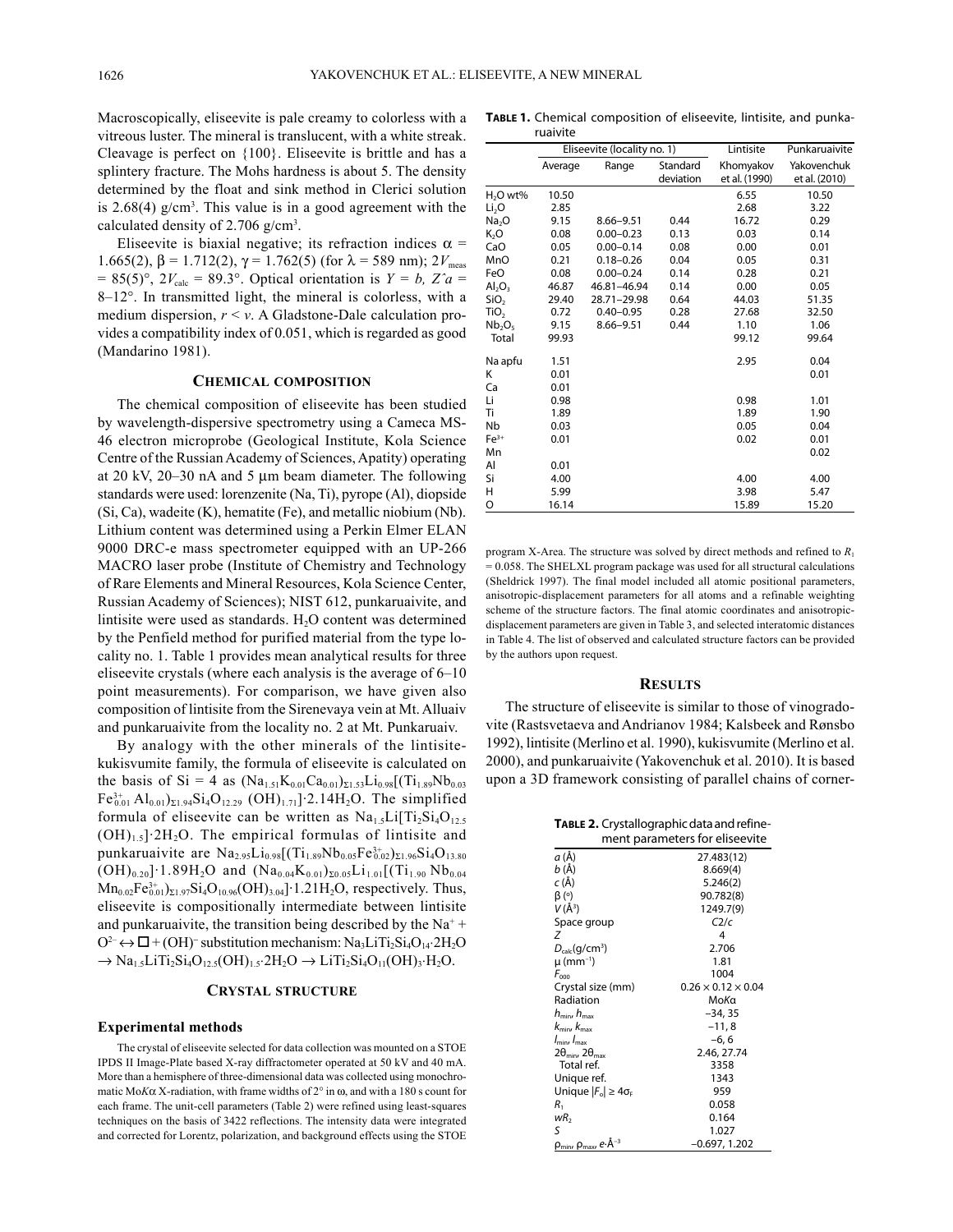Macroscopically, eliseevite is pale creamy to colorless with a vitreous luster. The mineral is translucent, with a white streak. Cleavage is perfect on {100}. Eliseevite is brittle and has a splintery fracture. The Mohs hardness is about 5. The density determined by the float and sink method in Clerici solution is 2.68(4) g/cm$^3$. This value is in a good agreement with the calculated density of 2.706 g/cm$^3$.

Eliseevite is biaxial negative; its refraction indices $\alpha$ = 1.665(2), $\beta$ = 1.712(2), $\gamma$ = 1.762(5) (for $\lambda$ = 589 nm); $2V_{meas}$ = 85(5)°, $2V_{calc}$ = 89.3°. Optical orientation is $Y = b$, $Z$^$a$ = 8–12°. In transmitted light, the mineral is colorless, with a medium dispersion, $r < v$. A Gladstone-Dale calculation provides a compatibility index of 0.051, which is regarded as good (Mandarino 1981).

## Chemical composition

The chemical composition of eliseevite has been studied by wavelength-dispersive spectrometry using a Cameca MS-46 electron microprobe (Geological Institute, Kola Science Centre of the Russian Academy of Sciences, Apatity) operating at 20 kV, 20–30 nA and 5 μm beam diameter. The following standards were used: lorenzenite (Na, Ti), pyrope (Al), diopside (Si, Ca), wadeite (K), hematite (Fe), and metallic niobium (Nb). Lithium content was determined using a Perkin Elmer ELAN 9000 DRC-e mass spectrometer equipped with an UP-266 MACRO laser probe (Institute of Chemistry and Technology of Rare Elements and Mineral Resources, Kola Science Center, Russian Academy of Sciences); NIST 612, punkaruaivite, and lintisite were used as standards. $H_2O$ content was determined by the Penfield method for purified material from the type locality no. 1. Table 1 provides mean analytical results for three eliseevite crystals (where each analysis is the average of 6–10 point measurements). For comparison, we have given also composition of lintisite from the Sirenevaya vein at Mt. Alluaiv and punkaruaivite from the locality no. 2 at Mt. Punkaruaiv.

By analogy with the other minerals of the lintisite-kukisvumite family, the formula of eliseevite is calculated on the basis of Si = 4 as $(Na_{1.51}K_{0.01}Ca_{0.01})_{\Sigma 1.53}Li_{0.98}[(Ti_{1.89}Nb_{0.03}Fe^{3+}_{0.01}Al_{0.01})_{\Sigma 1.94}Si_4O_{12.29}(OH)_{1.71}]\cdot 2.14H_2O$. The simplified formula of eliseevite can be written as $Na_{1.5}Li[Ti_2Si_4O_{12.5}(OH)_{1.5}]\cdot 2H_2O$. The empirical formulas of lintisite and punkaruaivite are $Na_{2.95}Li_{0.98}[(Ti_{1.89}Nb_{0.05}Fe^{3+}_{0.02})_{\Sigma 1.96}Si_4O_{13.80}(OH)_{0.20}]\cdot 1.89H_2O$ and $(Na_{0.04}K_{0.01})_{\Sigma 0.05}Li_{1.01}[(Ti_{1.90}Nb_{0.04}Mn_{0.02}Fe^{3+}_{0.01})_{\Sigma 1.97}Si_4O_{10.96}(OH)_{3.04}]\cdot 1.21H_2O$, respectively. Thus, eliseevite is compositionally intermediate between lintisite and punkaruaivite, the transition being described by the $Na^+ + O^{2-} \leftrightarrow \square + (OH)^-$ substitution mechanism: $Na_3LiTi_2Si_4O_{14}\cdot 2H_2O \rightarrow Na_{1.5}LiTi_2Si_4O_{12.5}(OH)_{1.5}\cdot 2H_2O \rightarrow LiTi_2Si_4O_{11}(OH)_3\cdot H_2O$.

**Table 1.** Chemical composition of eliseevite, lintisite, and punkaruaivite

| | Eliseevite (locality no. 1) | | | Lintisite | Punkaruaivite |
|---|---|---|---|---|---|
| | Average | Range | Standard deviation | Khomyakov et al. (1990) | Yakovenchuk et al. (2010) |
| $H_2O$ wt% | 10.50 | | | 6.55 | 10.50 |
| $Li_2O$ | 2.85 | | | 2.68 | 3.22 |
| $Na_2O$ | 9.15 | 8.66–9.51 | 0.44 | 16.72 | 0.29 |
| $K_2O$ | 0.08 | 0.00–0.23 | 0.13 | 0.03 | 0.14 |
| CaO | 0.05 | 0.00–0.14 | 0.08 | 0.00 | 0.01 |
| MnO | 0.21 | 0.18–0.26 | 0.04 | 0.05 | 0.31 |
| FeO | 0.08 | 0.00–0.24 | 0.14 | 0.28 | 0.21 |
| $Al_2O_3$ | 46.87 | 46.81–46.94 | 0.14 | 0.00 | 0.05 |
| $SiO_2$ | 29.40 | 28.71–29.98 | 0.64 | 44.03 | 51.35 |
| $TiO_2$ | 0.72 | 0.40–0.95 | 0.28 | 27.68 | 32.50 |
| $Nb_2O_5$ | 9.15 | 8.66–9.51 | 0.44 | 1.10 | 1.06 |
| Total | 99.93 | | | 99.12 | 99.64 |
| Na apfu | 1.51 | | | 2.95 | 0.04 |
| K | 0.01 | | | | 0.01 |
| Ca | 0.01 | | | | |
| Li | 0.98 | | | 0.98 | 1.01 |
| Ti | 1.89 | | | 1.89 | 1.90 |
| Nb | 0.03 | | | 0.05 | 0.04 |
| $Fe^{3+}$ | 0.01 | | | 0.02 | 0.01 |
| Mn | | | | | 0.02 |
| Al | 0.01 | | | | |
| Si | 4.00 | | | 4.00 | 4.00 |
| H | 5.99 | | | 3.98 | 5.47 |
| O | 16.14 | | | 15.89 | 15.20 |

## Crystal structure

### Experimental methods

The crystal of eliseevite selected for data collection was mounted on a STOE IPDS II Image-Plate based X-ray diffractometer operated at 50 kV and 40 mA. More than a hemisphere of three-dimensional data was collected using monochromatic Mo$K\alpha$ X-radiation, with frame widths of 2° in ω, and with a 180 s count for each frame. The unit-cell parameters (Table 2) were refined using least-squares techniques on the basis of 3422 reflections. The intensity data were integrated and corrected for Lorentz, polarization, and background effects using the STOE program X-Area. The structure was solved by direct methods and refined to $R_1$ = 0.058. The SHELXL program package was used for all structural calculations (Sheldrick 1997). The final model included all atomic positional parameters, anisotropic-displacement parameters for all atoms and a refinable weighting scheme of the structure factors. The final atomic coordinates and anisotropic-displacement parameters are given in Table 3, and selected interatomic distances in Table 4. The list of observed and calculated structure factors can be provided by the authors upon request.

**Table 2.** Crystallographic data and refinement parameters for eliseevite

| | |
|---|---|
| $a$ (Å) | 27.483(12) |
| $b$ (Å) | 8.669(4) |
| $c$ (Å) | 5.246(2) |
| β (°) | 90.782(8) |
| $V$ (Å$^3$) | 1249.7(9) |
| Space group | $C2/c$ |
| $Z$ | 4 |
| $D_{calc}$(g/cm$^3$) | 2.706 |
| μ (mm$^{-1}$) | 1.81 |
| $F_{000}$ | 1004 |
| Crystal size (mm) | 0.26 × 0.12 × 0.04 |
| Radiation | Mo$K\alpha$ |
| $h_{min}$, $h_{max}$ | −34, 35 |
| $k_{min}$, $k_{max}$ | −11, 8 |
| $l_{min}$, $l_{max}$ | −6, 6 |
| $2\theta_{min}$, $2\theta_{max}$ | 2.46, 27.74 |
| Total ref. | 3358 |
| Unique ref. | 1343 |
| Unique $\lvert F_o \rvert \geq 4\sigma_F$ | 959 |
| $R_1$ | 0.058 |
| $wR_2$ | 0.164 |
| $S$ | 1.027 |
| $\rho_{min}$, $\rho_{max}$, $e$·Å$^{-3}$ | −0.697, 1.202 |

## Results

The structure of eliseevite is similar to those of vinogradovite (Rastsvetaeva and Andrianov 1984; Kalsbeek and Rønsbo 1992), lintisite (Merlino et al. 1990), kukisvumite (Merlino et al. 2000), and punkaruaivite (Yakovenchuk et al. 2010). It is based upon a 3D framework consisting of parallel chains of corner-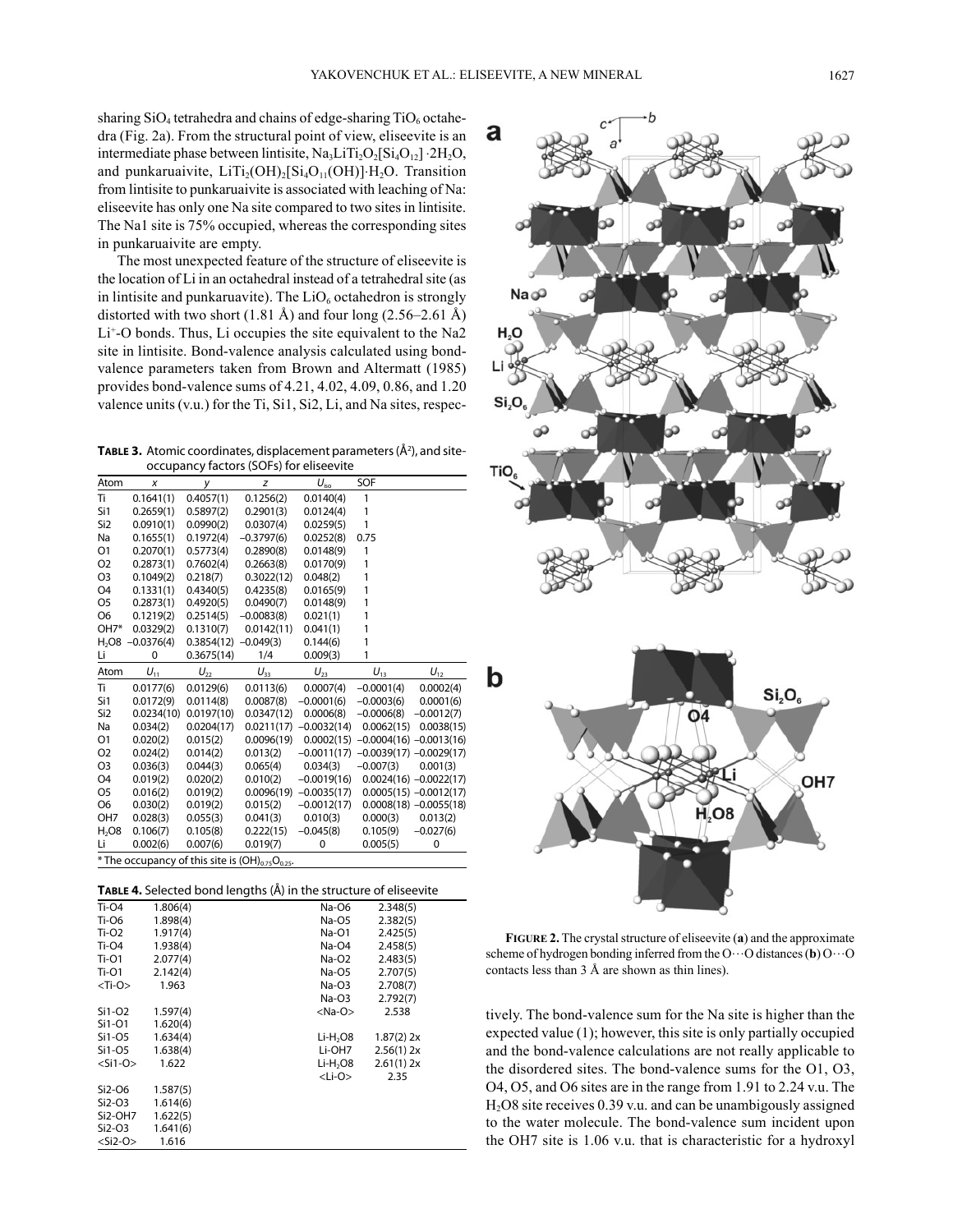sharing $SiO_4$ tetrahedra and chains of edge-sharing $TiO_6$ octahedra (Fig. 2a). From the structural point of view, eliseevite is an intermediate phase between lintisite, $Na_3LiTi_2O_2[Si_4O_{12}]\cdot 2H_2O$, and punkaruaivite, $LiTi_2(OH)_2[Si_4O_{11}(OH)]\cdot H_2O$. Transition from lintisite to punkaruaivite is associated with leaching of Na: eliseevite has only one Na site compared to two sites in lintisite. The Na1 site is 75% occupied, whereas the corresponding sites in punkaruaivite are empty.

The most unexpected feature of the structure of eliseevite is the location of Li in an octahedral instead of a tetrahedral site (as in lintisite and punkaruavite). The $LiO_6$ octahedron is strongly distorted with two short (1.81 Å) and four long (2.56–2.61 Å) $Li^+$-O bonds. Thus, Li occupies the site equivalent to the Na2 site in lintisite. Bond-valence analysis calculated using bond-valence parameters taken from Brown and Altermatt (1985) provides bond-valence sums of 4.21, 4.02, 4.09, 0.86, and 1.20 valence units (v.u.) for the Ti, Si1, Si2, Li, and Na sites, respectively. The bond-valence sum for the Na site is higher than the expected value (1); however, this site is only partially occupied and the bond-valence calculations are not really applicable to the disordered sites. The bond-valence sums for the O1, O3, O4, O5, and O6 sites are in the range from 1.91 to 2.24 v.u. The $H_2O8$ site receives 0.39 v.u. and can be unambigously assigned to the water molecule. The bond-valence sum incident upon the OH7 site is 1.06 v.u. that is characteristic for a hydroxyl

**TABLE 3.** Atomic coordinates, displacement parameters (Å$^2$), and site-occupancy factors (SOFs) for eliseevite

| Atom | $x$ | $y$ | $z$ | $U_{iso}$ | SOF |
|---|---|---|---|---|---|
| Ti | 0.1641(1) | 0.4057(1) | 0.1256(2) | 0.0140(4) | 1 |
| Si1 | 0.2659(1) | 0.5897(2) | 0.2901(3) | 0.0124(4) | 1 |
| Si2 | 0.0910(1) | 0.0990(2) | 0.0307(4) | 0.0259(5) | 1 |
| Na | 0.1655(1) | 0.1972(4) | −0.3797(6) | 0.0252(8) | 0.75 |
| O1 | 0.2070(1) | 0.5773(4) | 0.2890(8) | 0.0148(9) | 1 |
| O2 | 0.2873(1) | 0.7602(4) | 0.2663(8) | 0.0170(9) | 1 |
| O3 | 0.1049(2) | 0.218(7) | 0.3022(12) | 0.048(2) | 1 |
| O4 | 0.1331(1) | 0.4340(5) | 0.4235(8) | 0.0165(9) | 1 |
| O5 | 0.2873(1) | 0.4920(5) | 0.0490(7) | 0.0148(9) | 1 |
| O6 | 0.1219(2) | 0.2514(5) | −0.0083(8) | 0.021(1) | 1 |
| OH7* | 0.0329(2) | 0.1310(7) | 0.0142(11) | 0.041(1) | 1 |
| $H_2O8$ | −0.0376(4) | 0.3854(12) | −0.049(3) | 0.144(6) | 1 |
| Li | 0 | 0.3675(14) | 1/4 | 0.009(3) | 1 |

| Atom | $U_{11}$ | $U_{22}$ | $U_{33}$ | $U_{23}$ | $U_{13}$ | $U_{12}$ |
|---|---|---|---|---|---|---|
| Ti | 0.0177(6) | 0.0129(6) | 0.0113(6) | 0.0007(4) | −0.0001(4) | 0.0002(4) |
| Si1 | 0.0172(9) | 0.0114(8) | 0.0087(8) | −0.0001(6) | −0.0003(6) | 0.0001(6) |
| Si2 | 0.0234(10) | 0.0197(10) | 0.0347(12) | 0.0006(8) | −0.0006(8) | −0.0012(7) |
| Na | 0.034(2) | 0.0204(17) | 0.0211(17) | −0.0032(14) | 0.0062(15) | 0.0038(15) |
| O1 | 0.020(2) | 0.015(2) | 0.0096(19) | 0.0002(15) | −0.0004(16) | −0.0013(16) |
| O2 | 0.024(2) | 0.014(2) | 0.013(2) | −0.0011(17) | −0.0039(17) | −0.0029(17) |
| O3 | 0.036(3) | 0.044(3) | 0.065(4) | 0.034(3) | −0.007(3) | 0.001(3) |
| O4 | 0.019(2) | 0.020(2) | 0.010(2) | −0.0019(16) | 0.0024(16) | −0.0022(17) |
| O5 | 0.016(2) | 0.019(2) | 0.0096(19) | −0.0035(17) | 0.0005(15) | −0.0012(17) |
| O6 | 0.030(2) | 0.019(2) | 0.015(2) | −0.0012(17) | 0.0008(18) | −0.0055(18) |
| OH7 | 0.028(3) | 0.055(3) | 0.041(3) | 0.010(3) | 0.000(3) | 0.013(2) |
| $H_2O8$ | 0.106(7) | 0.105(8) | 0.222(15) | −0.045(8) | 0.105(9) | −0.027(6) |
| Li | 0.002(6) | 0.007(6) | 0.019(7) | 0 | 0.005(5) | 0 |

\* The occupancy of this site is $(OH)_{0.75}O_{0.25}$.

**TABLE 4.** Selected bond lengths (Å) in the structure of eliseevite

| Bond | Length | Bond | Length |
|---|---|---|---|
| Ti-O4 | 1.806(4) | Na-O6 | 2.348(5) |
| Ti-O6 | 1.898(4) | Na-O5 | 2.382(5) |
| Ti-O2 | 1.917(4) | Na-O1 | 2.425(5) |
| Ti-O4 | 1.938(4) | Na-O4 | 2.458(5) |
| Ti-O1 | 2.077(4) | Na-O2 | 2.483(5) |
| Ti-O1 | 2.142(4) | Na-O5 | 2.707(5) |
| <Ti-O> | 1.963 | Na-O3 | 2.708(7) |
| | | Na-O3 | 2.792(7) |
| Si1-O2 | 1.597(4) | <Na-O> | 2.538 |
| Si1-O1 | 1.620(4) | | |
| Si1-O5 | 1.634(4) | Li-$H_2O8$ | 1.87(2) 2x |
| Si1-O5 | 1.638(4) | Li-OH7 | 2.56(1) 2x |
| <Si1-O> | 1.622 | Li-$H_2O8$ | 2.61(1) 2x |
| | | <Li-O> | 2.35 |
| Si2-O6 | 1.587(5) | | |
| Si2-O3 | 1.614(6) | | |
| Si2-OH7 | 1.622(5) | | |
| Si2-O3 | 1.641(6) | | |
| <Si2-O> | 1.616 | | |

**FIGURE 2.** The crystal structure of eliseevite (**a**) and the approximate scheme of hydrogen bonding inferred from the O···O distances (**b**) O···O contacts less than 3 Å are shown as thin lines).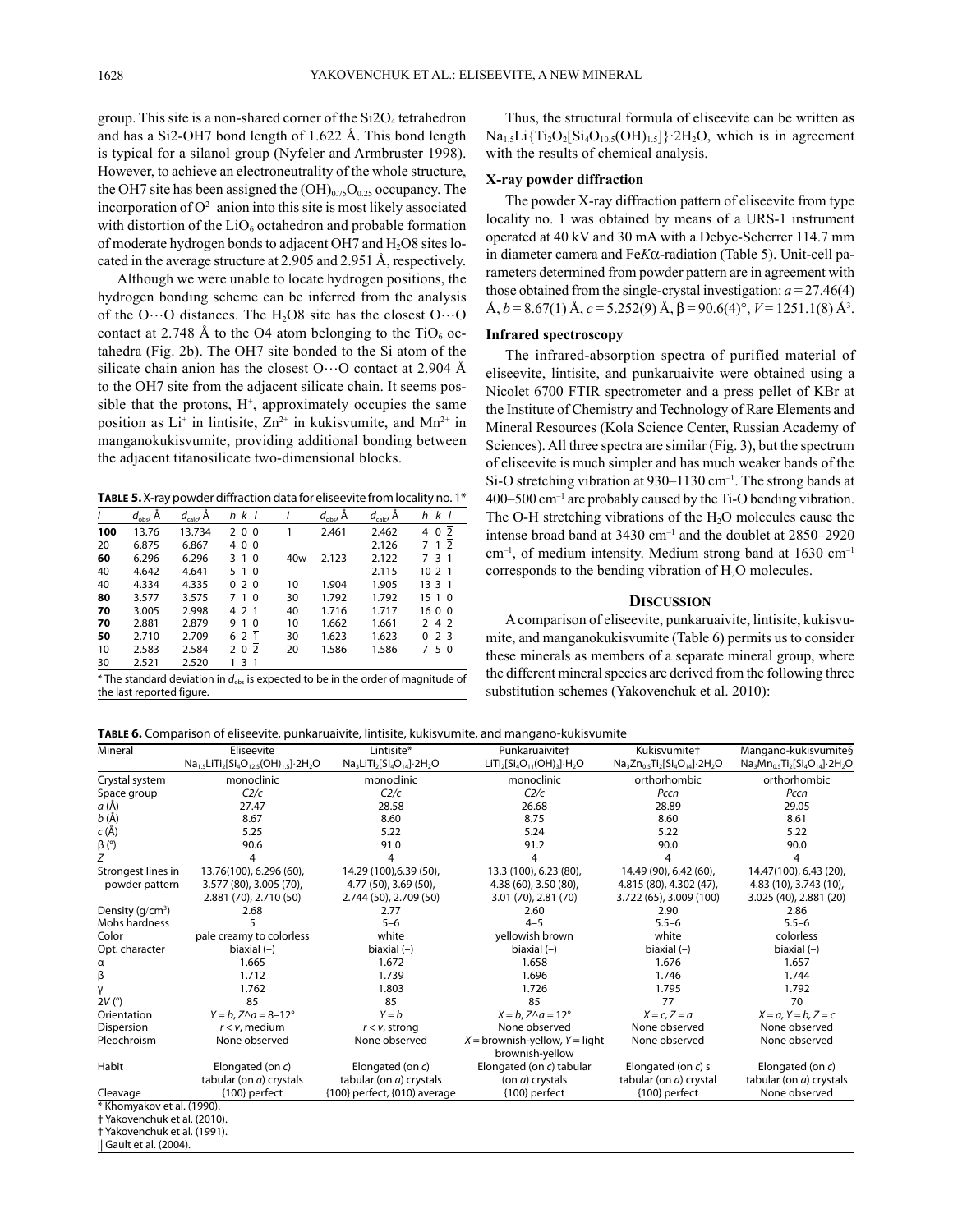group. This site is a non-shared corner of the $Si2O_4$ tetrahedron and has a Si2-OH7 bond length of 1.622 Å. This bond length is typical for a silanol group (Nyfeler and Armbruster 1998). However, to achieve an electroneutrality of the whole structure, the OH7 site has been assigned the $(OH)_{0.75}O_{0.25}$ occupancy. The incorporation of $O^{2-}$ anion into this site is most likely associated with distortion of the $LiO_6$ octahedron and probable formation of moderate hydrogen bonds to adjacent OH7 and $H_2O8$ sites located in the average structure at 2.905 and 2.951 Å, respectively.

Although we were unable to locate hydrogen positions, the hydrogen bonding scheme can be inferred from the analysis of the O···O distances. The $H_2O8$ site has the closest O···O contact at 2.748 Å to the O4 atom belonging to the $TiO_6$ octahedra (Fig. 2b). The OH7 site bonded to the Si atom of the silicate chain anion has the closest O···O contact at 2.904 Å to the OH7 site from the adjacent silicate chain. It seems possible that the protons, $H^+$, approximately occupies the same position as $Li^+$ in lintisite, $Zn^{2+}$ in kukisvumite, and $Mn^{2+}$ in manganokukisvumite, providing additional bonding between the adjacent titanosilicate two-dimensional blocks.

Thus, the structural formula of eliseevite can be written as $Na_{1.5}Li\{Ti_2O_2[Si_4O_{10.5}(OH)_{1.5}]\}\cdot 2H_2O$, which is in agreement with the results of chemical analysis.

### X-ray powder diffraction

The powder X-ray diffraction pattern of eliseevite from type locality no. 1 was obtained by means of a URS-1 instrument operated at 40 kV and 30 mA with a Debye-Scherrer 114.7 mm in diameter camera and Fe$K\alpha$-radiation (Table 5). Unit-cell parameters determined from powder pattern are in agreement with those obtained from the single-crystal investigation: $a$ = 27.46(4) Å, $b$ = 8.67(1) Å, $c$ = 5.252(9) Å, β = 90.6(4)°, $V$ = 1251.1(8) Å$^3$.

### Infrared spectroscopy

The infrared-absorption spectra of purified material of eliseevite, lintisite, and punkaruaivite were obtained using a Nicolet 6700 FTIR spectrometer and a press pellet of KBr at the Institute of Chemistry and Technology of Rare Elements and Mineral Resources (Kola Science Center, Russian Academy of Sciences). All three spectra are similar (Fig. 3), but the spectrum of eliseevite is much simpler and has much weaker bands of the Si-O stretching vibration at 930–1130 cm$^{-1}$. The strong bands at 400–500 cm$^{-1}$ are probably caused by the Ti-O bending vibration. The O-H stretching vibrations of the $H_2O$ molecules cause the intense broad band at 3430 cm$^{-1}$ and the doublet at 2850–2920 cm$^{-1}$, of medium intensity. Medium strong band at 1630 cm$^{-1}$ corresponds to the bending vibration of $H_2O$ molecules.

## Discussion

A comparison of eliseevite, punkaruaivite, lintisite, kukisvumite, and manganokukisvumite (Table 6) permits us to consider these minerals as members of a separate mineral group, where the different mineral species are derived from the following three substitution schemes (Yakovenchuk et al. 2010):

**Table 5.** X-ray powder diffraction data for eliseevite from locality no. 1*

| $I$ | $d_{obs}$, Å | $d_{calc}$, Å | $h\ k\ l$ | $I$ | $d_{obs}$, Å | $d_{calc}$, Å | $h\ k\ l$ |
|---|---|---|---|---|---|---|---|
| **100** | 13.76 | 13.734 | 2 0 0 | 1 | 2.461 | 2.462 | 4 0 $\bar{2}$ |
| 20 | 6.875 | 6.867 | 4 0 0 | | | 2.126 | 7 1 $\bar{2}$ |
| **60** | 6.296 | 6.296 | 3 1 0 | 40w | 2.123 | 2.122 | 7 3 1 |
| 40 | 4.642 | 4.641 | 5 1 0 | | | 2.115 | 10 2 1 |
| 40 | 4.334 | 4.335 | 0 2 0 | 10 | 1.904 | 1.905 | 13 3 1 |
| **80** | 3.577 | 3.575 | 7 1 0 | 30 | 1.792 | 1.792 | 15 1 0 |
| **70** | 3.005 | 2.998 | 4 2 1 | 40 | 1.716 | 1.717 | 16 0 0 |
| **70** | 2.881 | 2.879 | 9 1 0 | 10 | 1.662 | 1.661 | 2 4 $\bar{2}$ |
| **50** | 2.710 | 2.709 | 6 2 $\bar{1}$ | 30 | 1.623 | 1.623 | 0 2 3 |
| 10 | 2.583 | 2.584 | 2 0 $\bar{2}$ | 20 | 1.586 | 1.586 | 7 5 0 |
| 30 | 2.521 | 2.520 | 1 3 1 | | | | |

\* The standard deviation in $d_{obs}$ is expected to be in the order of magnitude of the last reported figure.

**Table 6.** Comparison of eliseevite, punkaruaivite, lintisite, kukisvumite, and mangano-kukisvumite

| Mineral | Eliseevite | Lintisite* | Punkaruaivite† | Kukisvumite‡ | Mangano-kukisvumite§ |
|---|---|---|---|---|---|
| | $Na_{1.5}LiTi_2[Si_4O_{12.5}(OH)_{1.5}]\cdot 2H_2O$ | $Na_3LiTi_2[Si_4O_{14}]\cdot 2H_2O$ | $LiTi_2[Si_4O_{11}(OH)_3]\cdot H_2O$ | $Na_3Zn_{0.5}Ti_2[Si_4O_{14}]\cdot 2H_2O$ | $Na_3Mn_{0.5}Ti_2[Si_4O_{14}]\cdot 2H_2O$ |
| Crystal system | monoclinic | monoclinic | monoclinic | orthorhombic | orthorhombic |
| Space group | $C2/c$ | $C2/c$ | $C2/c$ | $Pccn$ | $Pccn$ |
| $a$ (Å) | 27.47 | 28.58 | 26.68 | 28.89 | 29.05 |
| $b$ (Å) | 8.67 | 8.60 | 8.75 | 8.60 | 8.61 |
| $c$ (Å) | 5.25 | 5.22 | 5.24 | 5.22 | 5.22 |
| β (°) | 90.6 | 91.0 | 91.2 | 90.0 | 90.0 |
| $Z$ | 4 | 4 | 4 | 4 | 4 |
| Strongest lines in powder pattern | 13.76(100), 6.296 (60), 3.577 (80), 3.005 (70), 2.881 (70), 2.710 (50) | 14.29 (100), 6.39 (50), 4.77 (50), 3.69 (50), 2.744 (50), 2.709 (50) | 13.3 (100), 6.23 (80), 4.38 (60), 3.50 (80), 3.01 (70), 2.81 (70) | 14.49 (90), 6.42 (60), 4.815 (80), 4.302 (47), 3.722 (65), 3.009 (100) | 14.47(100), 6.43 (20), 4.83 (10), 3.743 (10), 3.025 (40), 2.881 (20) |
| Density (g/cm$^3$) | 2.68 | 2.77 | 2.60 | 2.90 | 2.86 |
| Mohs hardness | 5 | 5–6 | 4–5 | 5.5–6 | 5.5–6 |
| Color | pale creamy to colorless | white | yellowish brown | white | colorless |
| Opt. character | biaxial (–) | biaxial (–) | biaxial (–) | biaxial (–) | biaxial (–) |
| α | 1.665 | 1.672 | 1.658 | 1.676 | 1.657 |
| β | 1.712 | 1.739 | 1.696 | 1.746 | 1.744 |
| γ | 1.762 | 1.803 | 1.726 | 1.795 | 1.792 |
| 2$V$ (°) | 85 | 85 | 85 | 77 | 70 |
| Orientation | $Y = b$, $Z$^$a$ = 8–12° | $Y = b$ | $X = b$, $Z$^$a$ = 12° | $X = c$, $Z = a$ | $X = a$, $Y = b$, $Z = c$ |
| Dispersion | $r < v$, medium | $r < v$, strong | None observed | None observed | None observed |
| Pleochroism | None observed | None observed | $X$ = brownish-yellow, $Y$ = light brownish-yellow | None observed | None observed |
| Habit | Elongated (on $c$) tabular (on $a$) crystals | Elongated (on $c$) tabular (on $a$) crystals | Elongated (on $c$) tabular (on $a$) crystals | Elongated (on $c$) s tabular (on $a$) crystal | Elongated (on $c$) tabular (on $a$) crystals |
| Cleavage | {100} perfect | {100} perfect, {010} average | {100} perfect | {100} perfect | None observed |

\* Khomyakov et al. (1990).
† Yakovenchuk et al. (2010).
‡ Yakovenchuk et al. (1991).
|| Gault et al. (2004).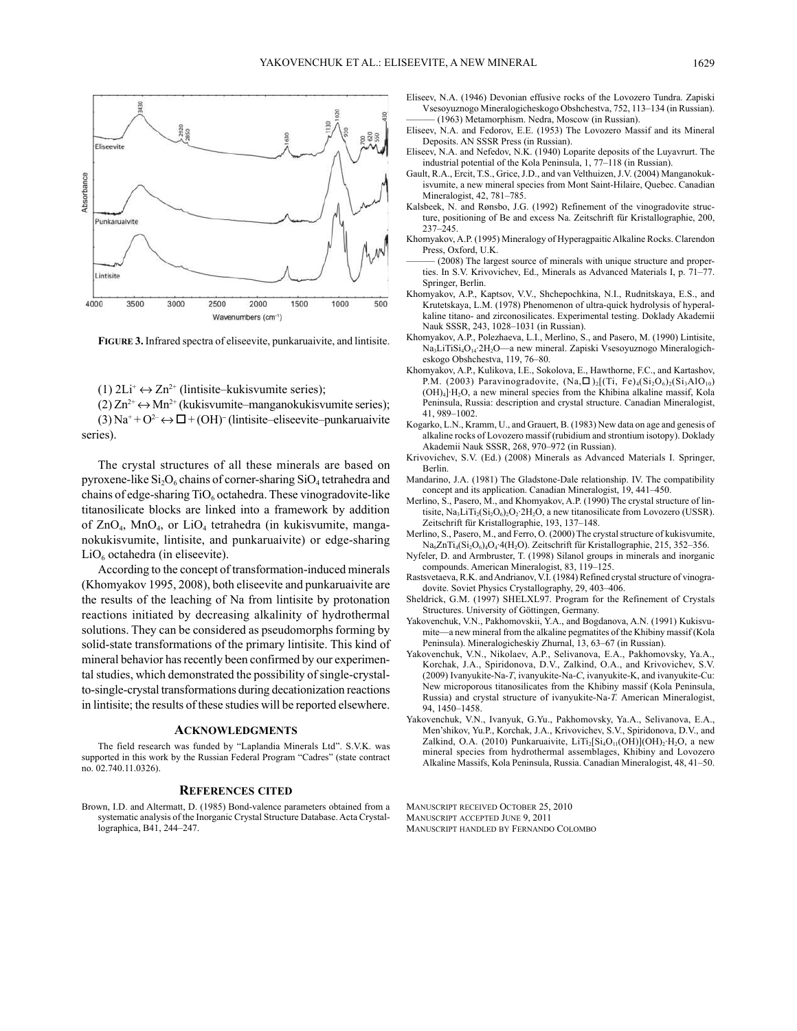Eliseevite

Punkaruaivite

Lintisite

Absorbance

3430

2920

2850

1630

1130

1020

930

700

620

550

430

4000 3500 3000 2500 2000 1500 1000 500

Wavenumbers (cm$^{-1}$)

**Figure 3.** Infrared spectra of eliseevite, punkaruaivite, and lintisite.

(1) $2Li^+ \leftrightarrow Zn^{2+}$ (lintisite–kukisvumite series);

(2) $Zn^{2+} \leftrightarrow Mn^{2+}$ (kukisvumite–manganokukisvumite series);

(3) $Na^+ + O^{2-} \leftrightarrow \square + (OH)^-$ (lintisite–eliseevite–punkaruaivite series).

The crystal structures of all these minerals are based on pyroxene-like $Si_2O_6$ chains of corner-sharing $SiO_4$ tetrahedra and chains of edge-sharing $TiO_6$ octahedra. These vinogradovite-like titanosilicate blocks are linked into a framework by addition of $ZnO_4$, $MnO_4$, or $LiO_4$ tetrahedra (in kukisvumite, manganokukisvumite, lintisite, and punkaruaivite) or edge-sharing $LiO_6$ octahedra (in eliseevite).

According to the concept of transformation-induced minerals (Khomyakov 1995, 2008), both eliseevite and punkaruaivite are the results of the leaching of Na from lintisite by protonation reactions initiated by decreasing alkalinity of hydrothermal solutions. They can be considered as pseudomorphs forming by solid-state transformations of the primary lintisite. This kind of mineral behavior has recently been confirmed by our experimental studies, which demonstrated the possibility of single-crystal-to-single-crystal transformations during decationization reactions in lintisite; the results of these studies will be reported elsewhere.

## Acknowledgments

The field research was funded by "Laplandia Minerals Ltd". S.V.K. was supported in this work by the Russian Federal Program "Cadres" (state contract no. 02.740.11.0326).

## References cited

Brown, I.D. and Altermatt, D. (1985) Bond-valence parameters obtained from a systematic analysis of the Inorganic Crystal Structure Database. Acta Crystallographica, B41, 244–247.

Eliseev, N.A. (1946) Devonian effusive rocks of the Lovozero Tundra. Zapiski Vsesoyuznogo Mineralogicheskogo Obshchestva, 752, 113–134 (in Russian).

——— (1963) Metamorphism. Nedra, Moscow (in Russian).

Eliseev, N.A. and Fedorov, E.E. (1953) The Lovozero Massif and its Mineral Deposits. AN SSSR Press (in Russian).

Eliseev, N.A. and Nefedov, N.K. (1940) Loparite deposits of the Luyavrurt. The industrial potential of the Kola Peninsula, 1, 77–118 (in Russian).

Gault, R.A., Ercit, T.S., Grice, J.D., and van Velthuizen, J.V. (2004) Manganokukisvumite, a new mineral species from Mont Saint-Hilaire, Quebec. Canadian Mineralogist, 42, 781–785.

Kalsbeek, N. and Rønsbo, J.G. (1992) Refinement of the vinogradovite structure, positioning of Be and excess Na. Zeitschrift für Kristallographie, 200, 237–245.

Khomyakov, A.P. (1995) Mineralogy of Hyperagpaitic Alkaline Rocks. Clarendon Press, Oxford, U.K.

——— (2008) The largest source of minerals with unique structure and properties. In S.V. Krivovichev, Ed., Minerals as Advanced Materials I, p. 71–77. Springer, Berlin.

Khomyakov, A.P., Kaptsov, V.V., Shchepochkina, N.I., Rudnitskaya, E.S., and Krutetskaya, L.M. (1978) Phenomenon of ultra-quick hydrolysis of hyperalkaline titano- and zirconosilicates. Experimental testing. Doklady Akademii Nauk SSSR, 243, 1028–1031 (in Russian).

Khomyakov, A.P., Polezhaeva, L.I., Merlino, S., and Pasero, M. (1990) Lintisite, $Na_3LiTiSi_4O_{14}·2H_2O$—a new mineral. Zapiski Vsesoyuznogo Mineralogicheskogo Obshchestva, 119, 76–80.

Khomyakov, A.P., Kulikova, I.E., Sokolova, E., Hawthorne, F.C., and Kartashov, P.M. (2003) Paravinogradovite, $(Na,\square)_2[(Ti, Fe)_4(Si_2O_6)_2(Si_3AlO_{10})(OH)_4]·H_2O$, a new mineral species from the Khibina alkaline massif, Kola Peninsula, Russia: description and crystal structure. Canadian Mineralogist, 41, 989–1002.

Kogarko, L.N., Kramm, U., and Grauert, B. (1983) New data on age and genesis of alkaline rocks of Lovozero massif (rubidium and strontium isotopy). Doklady Akademii Nauk SSSR, 268, 970–972 (in Russian).

Krivovichev, S.V. (Ed.) (2008) Minerals as Advanced Materials I. Springer, Berlin.

Mandarino, J.A. (1981) The Gladstone-Dale relationship. IV. The compatibility concept and its application. Canadian Mineralogist, 19, 441–450.

Merlino, S., Pasero, M., and Khomyakov, A.P. (1990) The crystal structure of lintisite, $Na_3LiTi_2(Si_2O_6)_2O_2·2H_2O$, a new titanosilicate from Lovozero (USSR). Zeitschrift für Kristallographie, 193, 137–148.

Merlino, S., Pasero, M., and Ferro, O. (2000) The crystal structure of kukisvumite, $Na_6ZnTi_4(Si_2O_6)_4O_4·4(H_2O)$. Zeitschrift für Kristallographie, 215, 352–356.

Nyfeler, D. and Armbruster, T. (1998) Silanol groups in minerals and inorganic compounds. American Mineralogist, 83, 119–125.

Rastsvetaeva, R.K. and Andrianov, V.I. (1984) Refined crystal structure of vinogradovite. Soviet Physics Crystallography, 29, 403–406.

Sheldrick, G.M. (1997) SHELXL97. Program for the Refinement of Crystals Structures. University of Göttingen, Germany.

Yakovenchuk, V.N., Pakhomovskii, Y.A., and Bogdanova, A.N. (1991) Kukisvumite—a new mineral from the alkaline pegmatites of the Khibiny massif (Kola Peninsula). Mineralogicheskiy Zhurnal, 13, 63–67 (in Russian).

Yakovenchuk, V.N., Nikolaev, A.P., Selivanova, E.A., Pakhomovsky, Ya.A., Korchak, J.A., Spiridonova, D.V., Zalkind, O.A., and Krivovichev, S.V. (2009) Ivanyukite-Na-*T*, ivanyukite-Na-*C*, ivanyukite-K, and ivanyukite-Cu: New microporous titanosilicates from the Khibiny massif (Kola Peninsula, Russia) and crystal structure of ivanyukite-Na-*T*. American Mineralogist, 94, 1450–1458.

Yakovenchuk, V.N., Ivanyuk, G.Yu., Pakhomovsky, Ya.A., Selivanova, E.A., Men'shikov, Yu.P., Korchak, J.A., Krivovichev, S.V., Spiridonova, D.V., and Zalkind, O.A. (2010) Punkaruaivite, $LiTi_2[Si_4O_{11}(OH)](OH)_2·H_2O$, a new mineral species from hydrothermal assemblages, Khibiny and Lovozero Alkaline Massifs, Kola Peninsula, Russia. Canadian Mineralogist, 48, 41–50.

Manuscript received October 25, 2010
Manuscript accepted June 9, 2011
Manuscript handled by Fernando Colombo